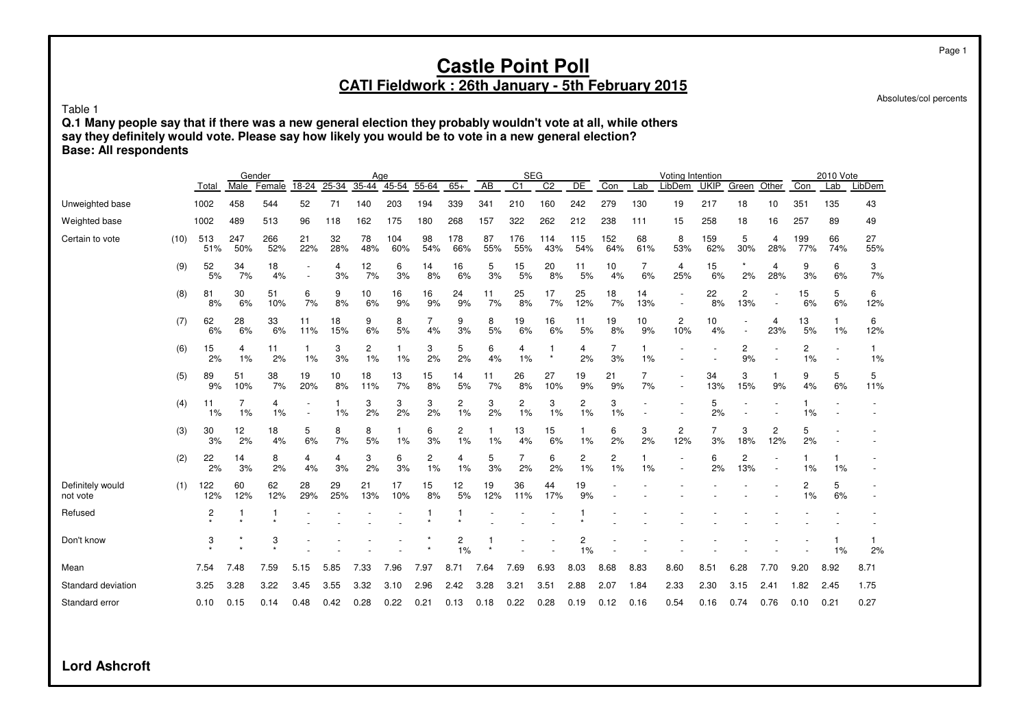# Castle Point Poll

## CATI Fieldwork : 26th January - 5th February 2015

Absolutes/col percents

Table 1

**Q.1 Many people say that if there was a new general election they probably wouldn't vote at all, while others say they definitely would vote. Please say how likely you would be to vote in a new general election?**
**Base: All respondents**

| | | | Gender | | Age | | | | | | SEG | | | | Voting Intention | | | | | | 2010 Vote | | |
|---|---|---|---|---|---|---|---|---|---|---|---|---|---|---|---|---|---|---|---|---|---|---|---|
| | | Total | Male | Female | 18-24 | 25-34 | 35-44 | 45-54 | 55-64 | 65+ | AB | C1 | C2 | DE | Con | Lab | LibDem | UKIP | Green | Other | Con | Lab | LibDem |
| Unweighted base | | 1002 | 458 | 544 | 52 | 71 | 140 | 203 | 194 | 339 | 341 | 210 | 160 | 242 | 279 | 130 | 19 | 217 | 18 | 10 | 351 | 135 | 43 |
| Weighted base | | 1002 | 489 | 513 | 96 | 118 | 162 | 175 | 180 | 268 | 157 | 322 | 262 | 212 | 238 | 111 | 15 | 258 | 18 | 16 | 257 | 89 | 49 |
| Certain to vote | (10) | 513 | 247 | 266 | 21 | 32 | 78 | 104 | 98 | 178 | 87 | 176 | 114 | 115 | 152 | 68 | 8 | 159 | 5 | 4 | 199 | 66 | 27 |
| | | 51% | 50% | 52% | 22% | 28% | 48% | 60% | 54% | 66% | 55% | 55% | 43% | 54% | 64% | 61% | 53% | 62% | 30% | 28% | 77% | 74% | 55% |
| | (9) | 52 | 34 | 18 | - | 4 | 12 | 6 | 14 | 16 | 5 | 15 | 20 | 11 | 10 | 7 | 4 | 15 | * | 4 | 9 | 6 | 3 |
| | | 5% | 7% | 4% | - | 3% | 7% | 3% | 8% | 6% | 3% | 5% | 8% | 5% | 4% | 6% | 25% | 6% | 2% | 28% | 3% | 6% | 7% |
| | (8) | 81 | 30 | 51 | 6 | 9 | 10 | 16 | 16 | 24 | 11 | 25 | 17 | 25 | 18 | 14 | - | 22 | 2 | - | 15 | 5 | 6 |
| | | 8% | 6% | 10% | 7% | 8% | 6% | 9% | 9% | 9% | 7% | 8% | 7% | 12% | 7% | 13% | - | 8% | 13% | - | 6% | 6% | 12% |
| | (7) | 62 | 28 | 33 | 11 | 18 | 9 | 8 | 7 | 9 | 8 | 19 | 16 | 11 | 19 | 10 | 2 | 10 | - | 4 | 13 | 1 | 6 |
| | | 6% | 6% | 6% | 11% | 15% | 6% | 5% | 4% | 3% | 5% | 6% | 6% | 5% | 8% | 9% | 10% | 4% | - | 23% | 5% | 1% | 12% |
| | (6) | 15 | 4 | 11 | 1 | 3 | 2 | 1 | 3 | 5 | 6 | 4 | 1 | 4 | 7 | 1 | - | - | 2 | - | 2 | - | 1 |
| | | 2% | 1% | 2% | 1% | 3% | 1% | 1% | 2% | 2% | 4% | 1% | * | 2% | 3% | 1% | - | - | 9% | - | 1% | - | 1% |
| | (5) | 89 | 51 | 38 | 19 | 10 | 18 | 13 | 15 | 14 | 11 | 26 | 27 | 19 | 21 | 7 | - | 34 | 3 | 1 | 9 | 5 | 5 |
| | | 9% | 10% | 7% | 20% | 8% | 11% | 7% | 8% | 5% | 7% | 8% | 10% | 9% | 9% | 7% | - | 13% | 15% | 9% | 4% | 6% | 11% |
| | (4) | 11 | 7 | 4 | - | 1 | 3 | 3 | 3 | 2 | 3 | 2 | 3 | 2 | 3 | - | - | 5 | - | - | 1 | - | - |
| | | 1% | 1% | 1% | - | 1% | 2% | 2% | 2% | 1% | 2% | 1% | 1% | 1% | 1% | - | - | 2% | - | - | 1% | - | - |
| | (3) | 30 | 12 | 18 | 5 | 8 | 8 | 1 | 6 | 2 | 1 | 13 | 15 | 1 | 6 | 3 | 2 | 7 | 3 | 2 | 5 | - | - |
| | | 3% | 2% | 4% | 6% | 7% | 5% | 1% | 3% | 1% | 1% | 4% | 6% | 1% | 2% | 2% | 12% | 3% | 18% | 12% | 2% | - | - |
| | (2) | 22 | 14 | 8 | 4 | 4 | 3 | 6 | 2 | 4 | 5 | 7 | 6 | 2 | 2 | 1 | - | 6 | 2 | - | 1 | 1 | - |
| | | 2% | 3% | 2% | 4% | 3% | 2% | 3% | 1% | 1% | 3% | 2% | 2% | 1% | 1% | 1% | - | 2% | 13% | - | 1% | 1% | - |
| Definitely would not vote | (1) | 122 | 60 | 62 | 28 | 29 | 21 | 17 | 15 | 12 | 19 | 36 | 44 | 19 | - | - | - | - | - | - | 2 | 5 | - |
| | | 12% | 12% | 12% | 29% | 25% | 13% | 10% | 8% | 5% | 12% | 11% | 17% | 9% | - | - | - | - | - | - | 1% | 6% | - |
| Refused | | 2 | 1 | 1 | - | - | - | - | 1 | 1 | - | - | - | 1 | - | - | - | - | - | - | - | - | - |
| | | * | * | * | - | - | - | - | * | * | - | - | - | * | - | - | - | - | - | - | - | - | - |
| Don't know | | 3 | * | 3 | - | - | - | - | * | 2 | 1 | - | - | 2 | - | - | - | - | - | - | - | 1 | 1 |
| | | * | * | * | - | - | - | - | * | 1% | * | - | - | 1% | - | - | - | - | - | - | - | 1% | 2% |
| Mean | | 7.54 | 7.48 | 7.59 | 5.15 | 5.85 | 7.33 | 7.96 | 7.97 | 8.71 | 7.64 | 7.69 | 6.93 | 8.03 | 8.68 | 8.83 | 8.60 | 8.51 | 6.28 | 7.70 | 9.20 | 8.92 | 8.71 |
| Standard deviation | | 3.25 | 3.28 | 3.22 | 3.45 | 3.55 | 3.32 | 3.10 | 2.96 | 2.42 | 3.28 | 3.21 | 3.51 | 2.88 | 2.07 | 1.84 | 2.33 | 2.30 | 3.15 | 2.41 | 1.82 | 2.45 | 1.75 |
| Standard error | | 0.10 | 0.15 | 0.14 | 0.48 | 0.42 | 0.28 | 0.22 | 0.21 | 0.13 | 0.18 | 0.22 | 0.28 | 0.19 | 0.12 | 0.16 | 0.54 | 0.16 | 0.74 | 0.76 | 0.10 | 0.21 | 0.27 |

**Lord Ashcroft**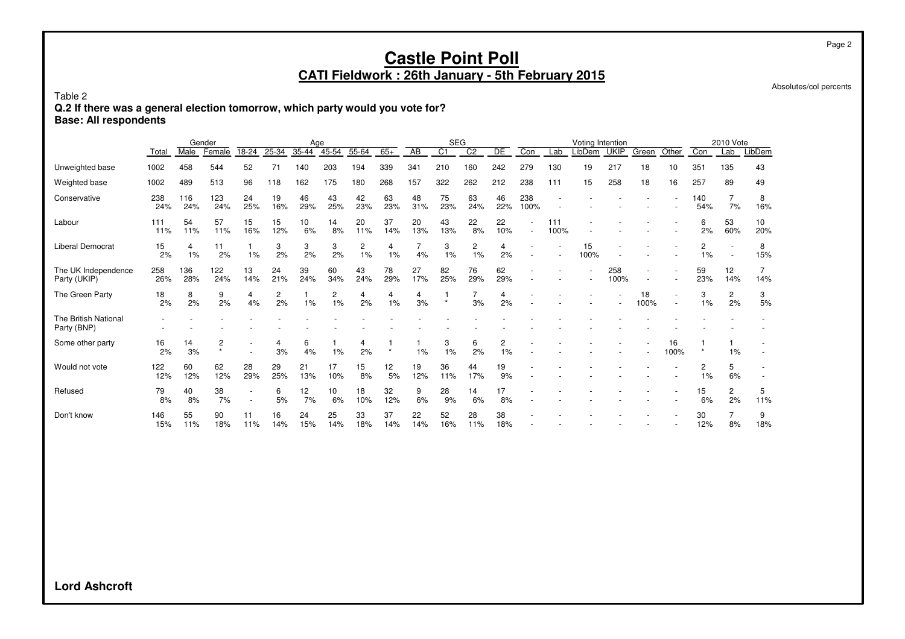# Castle Point Poll

## CATI Fieldwork : 26th January - 5th February 2015

Absolutes/col percents

Table 2

**Q.2 If there was a general election tomorrow, which party would you vote for?**
**Base: All respondents**

| | | Gender | | Age | | | | | | SEG | | | | Voting Intention | | | | | | 2010 Vote | | |
|---|---|---|---|---|---|---|---|---|---|---|---|---|---|---|---|---|---|---|---|---|---|---|
| | Total | Male | Female | 18-24 | 25-34 | 35-44 | 45-54 | 55-64 | 65+ | AB | C1 | C2 | DE | Con | Lab | LibDem | UKIP | Green | Other | Con | Lab | LibDem |
| Unweighted base | 1002 | 458 | 544 | 52 | 71 | 140 | 203 | 194 | 339 | 341 | 210 | 160 | 242 | 279 | 130 | 19 | 217 | 18 | 10 | 351 | 135 | 43 |
| Weighted base | 1002 | 489 | 513 | 96 | 118 | 162 | 175 | 180 | 268 | 157 | 322 | 262 | 212 | 238 | 111 | 15 | 258 | 18 | 16 | 257 | 89 | 49 |
| Conservative | 238<br>24% | 116<br>24% | 123<br>24% | 24<br>25% | 19<br>16% | 46<br>29% | 43<br>25% | 42<br>23% | 63<br>23% | 48<br>31% | 75<br>23% | 63<br>24% | 46<br>22% | 238<br>100% | -<br>- | - | - | - | -<br>- | 140<br>54% | 7<br>7% | 8<br>16% |
| Labour | 111<br>11% | 54<br>11% | 57<br>11% | 15<br>16% | 15<br>12% | 10<br>6% | 14<br>8% | 20<br>11% | 37<br>14% | 20<br>13% | 43<br>13% | 22<br>8% | 22<br>10% | -<br>- | 111<br>100% | - | - | - | -<br>- | 6<br>2% | 53<br>60% | 10<br>20% |
| Liberal Democrat | 15<br>2% | 4<br>1% | 11<br>2% | 1<br>1% | 3<br>2% | 3<br>2% | 3<br>2% | 2<br>1% | 4<br>1% | 7<br>4% | 3<br>1% | 2<br>1% | 4<br>2% | -<br>- | -<br>- | 15<br>100% | - | - | -<br>- | 2<br>1% | -<br>- | 8<br>15% |
| The UK Independence Party (UKIP) | 258<br>26% | 136<br>28% | 122<br>24% | 13<br>14% | 24<br>21% | 39<br>24% | 60<br>34% | 43<br>24% | 78<br>29% | 27<br>17% | 82<br>25% | 76<br>29% | 62<br>29% | -<br>- | -<br>- | -<br>- | 258<br>100% | -<br>- | -<br>- | 59<br>23% | 12<br>14% | 7<br>14% |
| The Green Party | 18<br>2% | 8<br>2% | 9<br>2% | 4<br>4% | 2<br>2% | 1<br>1% | 2<br>1% | 4<br>2% | 4<br>1% | 4<br>3% | 1<br>* | 7<br>3% | 4<br>2% | -<br>- | -<br>- | -<br>- | -<br>- | 18<br>100% | -<br>- | 3<br>1% | 2<br>2% | 3<br>5% |
| The British National Party (BNP) | -<br>- | -<br>- | -<br>- | -<br>- | -<br>- | -<br>- | -<br>- | -<br>- | -<br>- | -<br>- | -<br>- | -<br>- | -<br>- | -<br>- | -<br>- | -<br>- | -<br>- | -<br>- | -<br>- | -<br>- | -<br>- | -<br>- |
| Some other party | 16<br>2% | 14<br>3% | 2<br>* | -<br>- | 4<br>3% | 6<br>4% | 1<br>1% | 4<br>2% | 1<br>* | 1<br>1% | 3<br>1% | 6<br>2% | 2<br>1% | -<br>- | -<br>- | -<br>- | -<br>- | -<br>- | 16<br>100% | 1<br>* | 1<br>1% | -<br>- |
| Would not vote | 122<br>12% | 60<br>12% | 62<br>12% | 28<br>29% | 29<br>25% | 21<br>13% | 17<br>10% | 15<br>8% | 12<br>5% | 19<br>12% | 36<br>11% | 44<br>17% | 19<br>9% | -<br>- | -<br>- | -<br>- | -<br>- | -<br>- | -<br>- | 2<br>1% | 5<br>6% | -<br>- |
| Refused | 79<br>8% | 40<br>8% | 38<br>7% | -<br>- | 6<br>5% | 12<br>7% | 10<br>6% | 18<br>10% | 32<br>12% | 9<br>6% | 28<br>9% | 14<br>6% | 17<br>8% | -<br>- | -<br>- | -<br>- | -<br>- | -<br>- | -<br>- | 15<br>6% | 2<br>2% | 5<br>11% |
| Don't know | 146<br>15% | 55<br>11% | 90<br>18% | 11<br>11% | 16<br>14% | 24<br>15% | 25<br>14% | 33<br>18% | 37<br>14% | 22<br>14% | 52<br>16% | 28<br>11% | 38<br>18% | -<br>- | -<br>- | -<br>- | -<br>- | -<br>- | -<br>- | 30<br>12% | 7<br>8% | 9<br>18% |

**Lord Ashcroft**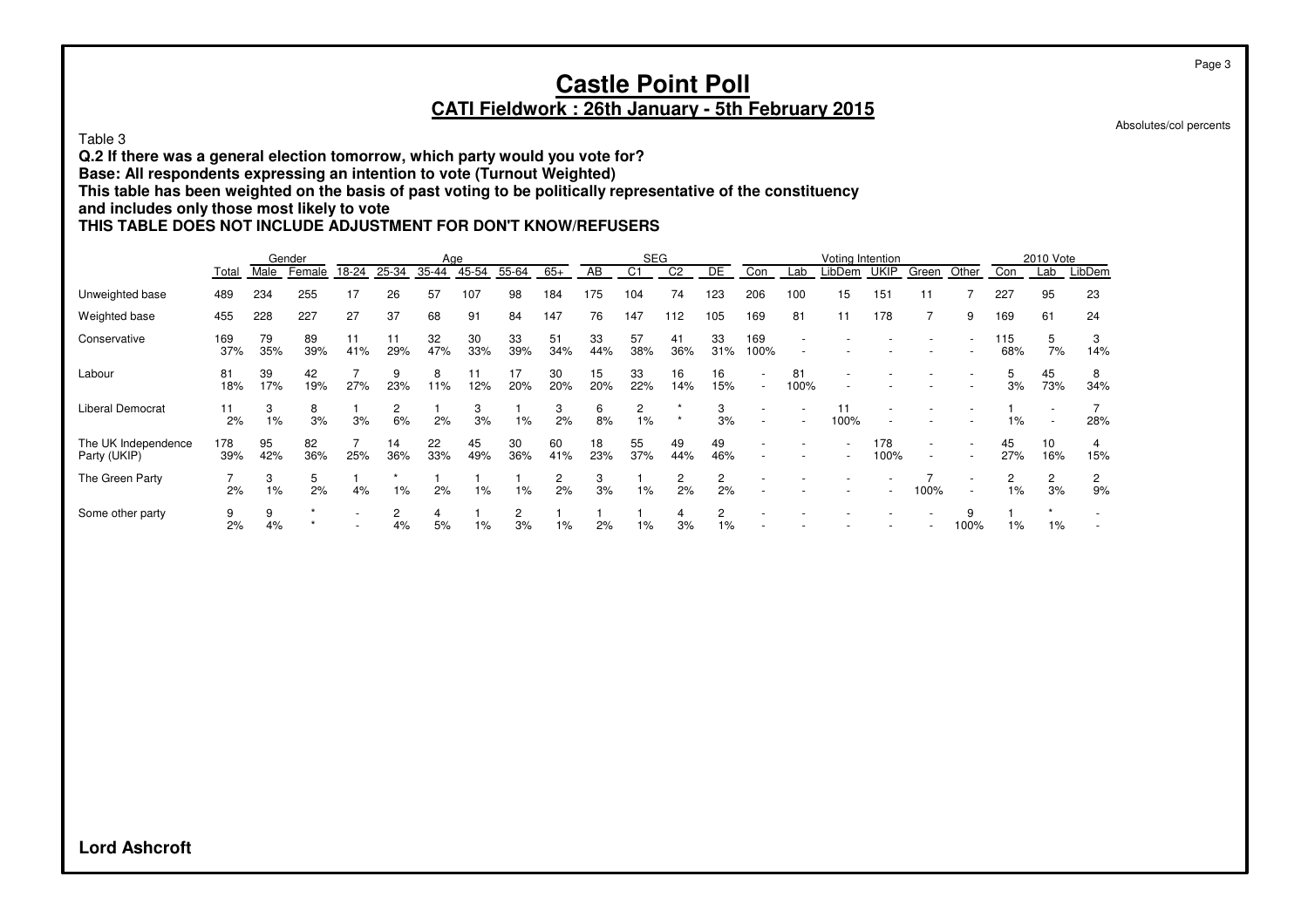# Castle Point Poll

## CATI Fieldwork : 26th January - 5th February 2015

Absolutes/col percents

Table 3

**Q.2 If there was a general election tomorrow, which party would you vote for?**
**Base: All respondents expressing an intention to vote (Turnout Weighted)**
**This table has been weighted on the basis of past voting to be politically representative of the constituency and includes only those most likely to vote**
**THIS TABLE DOES NOT INCLUDE ADJUSTMENT FOR DON'T KNOW/REFUSERS**

| | | Gender | | Age | | | | | | SEG | | | | Voting Intention | | | | | | 2010 Vote | | |
|---|---|---|---|---|---|---|---|---|---|---|---|---|---|---|---|---|---|---|---|---|---|---|
| | Total | Male | Female | 18-24 | 25-34 | 35-44 | 45-54 | 55-64 | 65+ | AB | C1 | C2 | DE | Con | Lab | LibDem | UKIP | Green | Other | Con | Lab | LibDem |
| Unweighted base | 489 | 234 | 255 | 17 | 26 | 57 | 107 | 98 | 184 | 175 | 104 | 74 | 123 | 206 | 100 | 15 | 151 | 11 | 7 | 227 | 95 | 23 |
| Weighted base | 455 | 228 | 227 | 27 | 37 | 68 | 91 | 84 | 147 | 76 | 147 | 112 | 105 | 169 | 81 | 11 | 178 | 7 | 9 | 169 | 61 | 24 |
| Conservative | 169 | 79 | 89 | 11 | 11 | 32 | 30 | 33 | 51 | 33 | 57 | 41 | 33 | 169 | - | - | - | - | - | 115 | 5 | 3 |
| | 37% | 35% | 39% | 41% | 29% | 47% | 33% | 39% | 34% | 44% | 38% | 36% | 31% | 100% | - | - | - | - | - | 68% | 7% | 14% |
| Labour | 81 | 39 | 42 | 7 | 9 | 8 | 11 | 17 | 30 | 15 | 33 | 16 | 16 | - | 81 | - | - | - | - | 5 | 45 | 8 |
| | 18% | 17% | 19% | 27% | 23% | 11% | 12% | 20% | 20% | 20% | 22% | 14% | 15% | - | 100% | - | - | - | - | 3% | 73% | 34% |
| Liberal Democrat | 11 | 3 | 8 | 1 | 2 | 1 | 3 | 1 | 3 | 6 | 2 | * | 3 | - | - | 11 | - | - | - | 1 | - | 7 |
| | 2% | 1% | 3% | 3% | 6% | 2% | 3% | 1% | 2% | 8% | 1% | * | 3% | - | - | 100% | - | - | - | 1% | - | 28% |
| The UK Independence Party (UKIP) | 178 | 95 | 82 | 7 | 14 | 22 | 45 | 30 | 60 | 18 | 55 | 49 | 49 | - | - | - | 178 | - | - | 45 | 10 | 4 |
| | 39% | 42% | 36% | 25% | 36% | 33% | 49% | 36% | 41% | 23% | 37% | 44% | 46% | - | - | - | 100% | - | - | 27% | 16% | 15% |
| The Green Party | 7 | 3 | 5 | 1 | * | 1 | 1 | 1 | 2 | 3 | 1 | 2 | 2 | - | - | - | - | 7 | - | 2 | 2 | 2 |
| | 2% | 1% | 2% | 4% | 1% | 2% | 1% | 1% | 2% | 3% | 1% | 2% | 2% | - | - | - | - | 100% | - | 1% | 3% | 9% |
| Some other party | 9 | 9 | * | - | 2 | 4 | 1 | 2 | 1 | 1 | 1 | 4 | 2 | - | - | - | - | - | 9 | 1 | * | - |
| | 2% | 4% | * | - | 4% | 5% | 1% | 3% | 1% | 2% | 1% | 3% | 1% | - | - | - | - | - | 100% | 1% | 1% | - |

**Lord Ashcroft**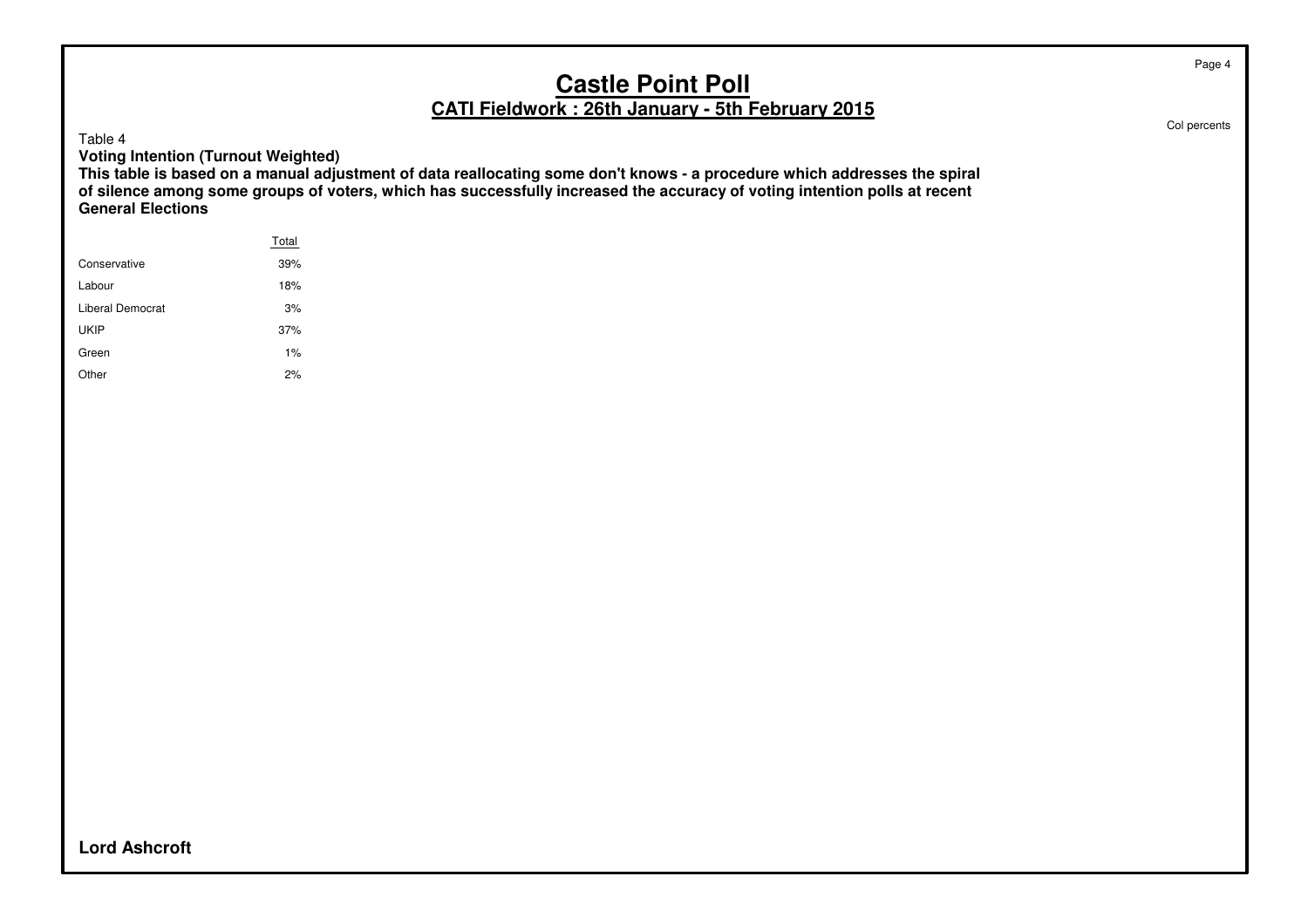# Castle Point Poll

## CATI Fieldwork : 26th January - 5th February 2015

Col percents

Table 4

**Voting Intention (Turnout Weighted)**

**This table is based on a manual adjustment of data reallocating some don't knows - a procedure which addresses the spiral of silence among some groups of voters, which has successfully increased the accuracy of voting intention polls at recent General Elections**

| | Total |
|---|---|
| Conservative | 39% |
| Labour | 18% |
| Liberal Democrat | 3% |
| UKIP | 37% |
| Green | 1% |
| Other | 2% |

**Lord Ashcroft**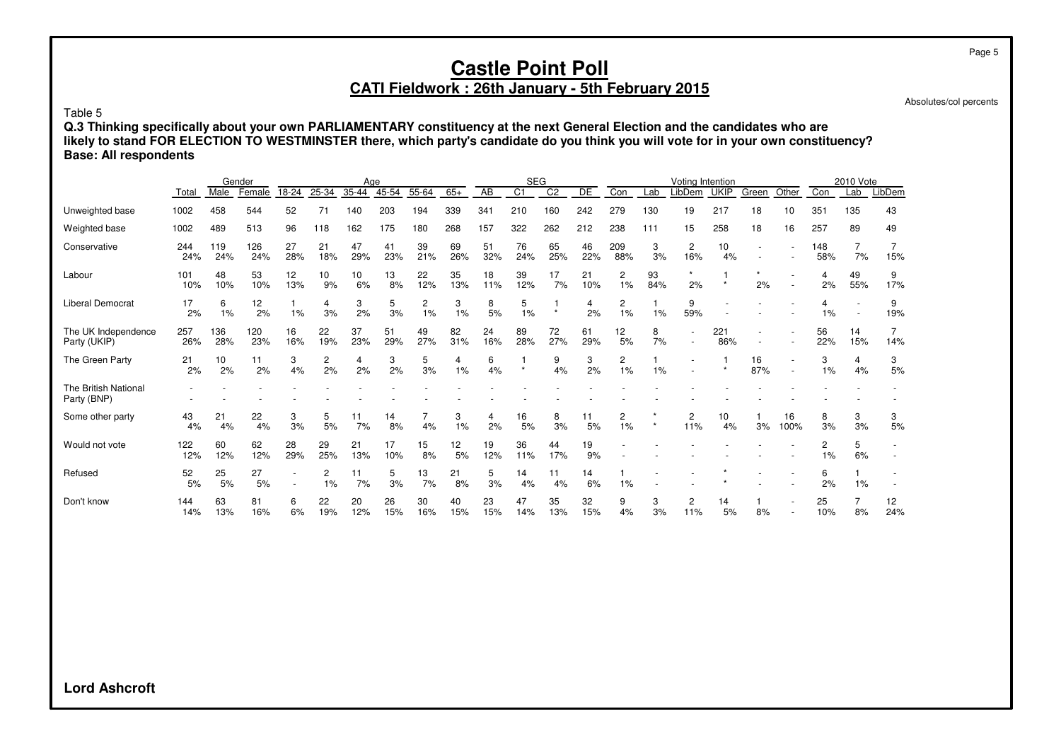# Castle Point Poll

## CATI Fieldwork : 26th January - 5th February 2015

Absolutes/col percents

Table 5

**Q.3 Thinking specifically about your own PARLIAMENTARY constituency at the next General Election and the candidates who are likely to stand FOR ELECTION TO WESTMINSTER there, which party's candidate do you think you will vote for in your own constituency?**
**Base: All respondents**

| | | Gender | | Age | | | | | | SEG | | | | Voting Intention | | | | | | 2010 Vote | | |
|---|---|---|---|---|---|---|---|---|---|---|---|---|---|---|---|---|---|---|---|---|---|---|
| | Total | Male | Female | 18-24 | 25-34 | 35-44 | 45-54 | 55-64 | 65+ | AB | C1 | C2 | DE | Con | Lab | LibDem | UKIP | Green | Other | Con | Lab | LibDem |
| Unweighted base | 1002 | 458 | 544 | 52 | 71 | 140 | 203 | 194 | 339 | 341 | 210 | 160 | 242 | 279 | 130 | 19 | 217 | 18 | 10 | 351 | 135 | 43 |
| Weighted base | 1002 | 489 | 513 | 96 | 118 | 162 | 175 | 180 | 268 | 157 | 322 | 262 | 212 | 238 | 111 | 15 | 258 | 18 | 16 | 257 | 89 | 49 |
| Conservative | 244 | 119 | 126 | 27 | 21 | 47 | 41 | 39 | 69 | 51 | 76 | 65 | 46 | 209 | 3 | 2 | 10 | - | - | 148 | 7 | 7 |
| | 24% | 24% | 24% | 28% | 18% | 29% | 23% | 21% | 26% | 32% | 24% | 25% | 22% | 88% | 3% | 16% | 4% | - | - | 58% | 7% | 15% |
| Labour | 101 | 48 | 53 | 12 | 10 | 10 | 13 | 22 | 35 | 18 | 39 | 17 | 21 | 2 | 93 | * | 1 | * | - | 4 | 49 | 9 |
| | 10% | 10% | 10% | 13% | 9% | 6% | 8% | 12% | 13% | 11% | 12% | 7% | 10% | 1% | 84% | 2% | * | 2% | - | 2% | 55% | 17% |
| Liberal Democrat | 17 | 6 | 12 | 1 | 4 | 3 | 5 | 2 | 3 | 8 | 5 | 1 | 4 | 2 | 1 | 9 | - | - | - | 4 | - | 9 |
| | 2% | 1% | 2% | 1% | 3% | 2% | 3% | 1% | 1% | 5% | 1% | * | 2% | 1% | 1% | 59% | - | - | - | 1% | - | 19% |
| The UK Independence Party (UKIP) | 257 | 136 | 120 | 16 | 22 | 37 | 51 | 49 | 82 | 24 | 89 | 72 | 61 | 12 | 8 | - | 221 | - | - | 56 | 14 | 7 |
| | 26% | 28% | 23% | 16% | 19% | 23% | 29% | 27% | 31% | 16% | 28% | 27% | 29% | 5% | 7% | - | 86% | - | - | 22% | 15% | 14% |
| The Green Party | 21 | 10 | 11 | 3 | 2 | 4 | 3 | 5 | 4 | 6 | 1 | 9 | 3 | 2 | 1 | - | 1 | 16 | - | 3 | 4 | 3 |
| | 2% | 2% | 2% | 4% | 2% | 2% | 2% | 3% | 1% | 4% | * | 4% | 2% | 1% | 1% | - | * | 87% | - | 1% | 4% | 5% |
| The British National Party (BNP) | - | - | - | - | - | - | - | - | - | - | - | - | - | - | - | - | - | - | - | - | - | - |
| | - | - | - | - | - | - | - | - | - | - | - | - | - | - | - | - | - | - | - | - | - | - |
| Some other party | 43 | 21 | 22 | 3 | 5 | 11 | 14 | 7 | 3 | 4 | 16 | 8 | 11 | 2 | * | 2 | 10 | 1 | 16 | 8 | 3 | 3 |
| | 4% | 4% | 4% | 3% | 5% | 7% | 8% | 4% | 1% | 2% | 5% | 3% | 5% | 1% | * | 11% | 4% | 3% | 100% | 3% | 3% | 5% |
| Would not vote | 122 | 60 | 62 | 28 | 29 | 21 | 17 | 15 | 12 | 19 | 36 | 44 | 19 | - | - | - | - | - | - | 2 | 5 | - |
| | 12% | 12% | 12% | 29% | 25% | 13% | 10% | 8% | 5% | 12% | 11% | 17% | 9% | - | - | - | - | - | - | 1% | 6% | - |
| Refused | 52 | 25 | 27 | - | 2 | 11 | 5 | 13 | 21 | 5 | 14 | 11 | 14 | 1 | - | - | * | - | - | 6 | 1 | - |
| | 5% | 5% | 5% | - | 1% | 7% | 3% | 7% | 8% | 3% | 4% | 4% | 6% | 1% | - | - | * | - | - | 2% | 1% | - |
| Don't know | 144 | 63 | 81 | 6 | 22 | 20 | 26 | 30 | 40 | 23 | 47 | 35 | 32 | 9 | 3 | 2 | 14 | 1 | - | 25 | 7 | 12 |
| | 14% | 13% | 16% | 6% | 19% | 12% | 15% | 16% | 15% | 15% | 14% | 13% | 15% | 4% | 3% | 11% | 5% | 8% | - | 10% | 8% | 24% |

**Lord Ashcroft**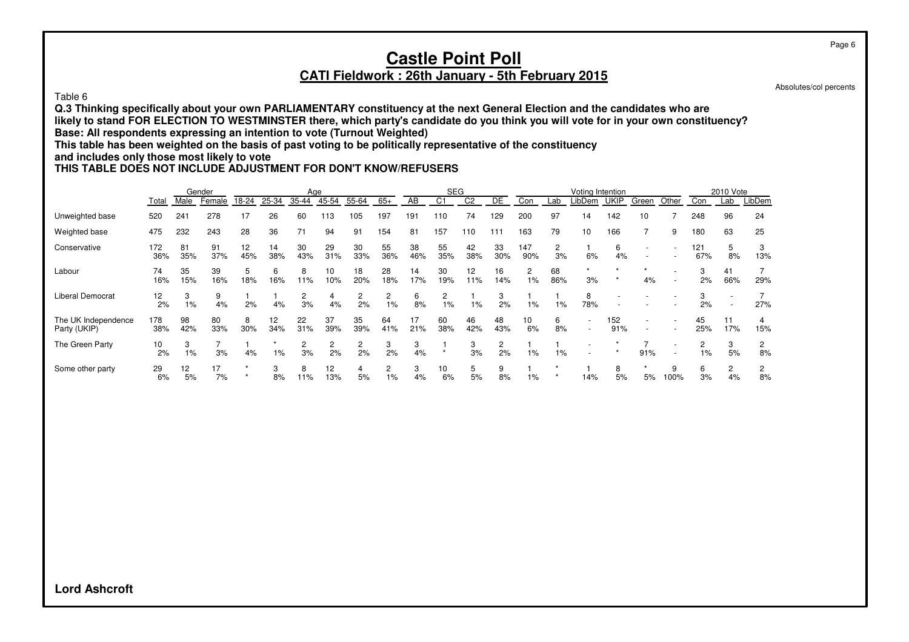# Castle Point Poll

## CATI Fieldwork : 26th January - 5th February 2015

Absolutes/col percents

Table 6

**Q.3 Thinking specifically about your own PARLIAMENTARY constituency at the next General Election and the candidates who are likely to stand FOR ELECTION TO WESTMINSTER there, which party's candidate do you think you will vote for in your own constituency?**
**Base: All respondents expressing an intention to vote (Turnout Weighted)**
**This table has been weighted on the basis of past voting to be politically representative of the constituency and includes only those most likely to vote**
**THIS TABLE DOES NOT INCLUDE ADJUSTMENT FOR DON'T KNOW/REFUSERS**

| | | Gender | | Age | | | | | | SEG | | | | Voting Intention | | | | | | 2010 Vote | | |
|---|---|---|---|---|---|---|---|---|---|---|---|---|---|---|---|---|---|---|---|---|---|---|
| | Total | Male | Female | 18-24 | 25-34 | 35-44 | 45-54 | 55-64 | 65+ | AB | C1 | C2 | DE | Con | Lab | LibDem | UKIP | Green | Other | Con | Lab | LibDem |
| Unweighted base | 520 | 241 | 278 | 17 | 26 | 60 | 113 | 105 | 197 | 191 | 110 | 74 | 129 | 200 | 97 | 14 | 142 | 10 | 7 | 248 | 96 | 24 |
| Weighted base | 475 | 232 | 243 | 28 | 36 | 71 | 94 | 91 | 154 | 81 | 157 | 110 | 111 | 163 | 79 | 10 | 166 | 7 | 9 | 180 | 63 | 25 |
| Conservative | 172 | 81 | 91 | 12 | 14 | 30 | 29 | 30 | 55 | 38 | 55 | 42 | 33 | 147 | 2 | 1 | 6 | - | - | 121 | 5 | 3 |
| | 36% | 35% | 37% | 45% | 38% | 43% | 31% | 33% | 36% | 46% | 35% | 38% | 30% | 90% | 3% | 6% | 4% | - | - | 67% | 8% | 13% |
| Labour | 74 | 35 | 39 | 5 | 6 | 8 | 10 | 18 | 28 | 14 | 30 | 12 | 16 | 2 | 68 | * | * | * | - | 3 | 41 | 7 |
| | 16% | 15% | 16% | 18% | 16% | 11% | 10% | 20% | 18% | 17% | 19% | 11% | 14% | 1% | 86% | 3% | * | 4% | - | 2% | 66% | 29% |
| Liberal Democrat | 12 | 3 | 9 | 1 | 1 | 2 | 4 | 2 | 2 | 6 | 2 | 1 | 3 | 1 | 1 | 8 | - | - | - | 3 | - | 7 |
| | 2% | 1% | 4% | 2% | 4% | 3% | 4% | 2% | 1% | 8% | 1% | 1% | 2% | 1% | 1% | 78% | - | - | - | 2% | - | 27% |
| The UK Independence Party (UKIP) | 178 | 98 | 80 | 8 | 12 | 22 | 37 | 35 | 64 | 17 | 60 | 46 | 48 | 10 | 6 | - | 152 | - | - | 45 | 11 | 4 |
| | 38% | 42% | 33% | 30% | 34% | 31% | 39% | 39% | 41% | 21% | 38% | 42% | 43% | 6% | 8% | - | 91% | - | - | 25% | 17% | 15% |
| The Green Party | 10 | 3 | 7 | 1 | * | 2 | 2 | 2 | 3 | 3 | 1 | 3 | 2 | 1 | 1 | - | * | 7 | - | 2 | 3 | 2 |
| | 2% | 1% | 3% | 4% | 1% | 3% | 2% | 2% | 2% | 4% | * | 3% | 2% | 1% | 1% | - | * | 91% | - | 1% | 5% | 8% |
| Some other party | 29 | 12 | 17 | * | 3 | 8 | 12 | 4 | 2 | 3 | 10 | 5 | 9 | 1 | * | 1 | 8 | * | 9 | 6 | 2 | 2 |
| | 6% | 5% | 7% | * | 8% | 11% | 13% | 5% | 1% | 4% | 6% | 5% | 8% | 1% | * | 14% | 5% | 5% | 100% | 3% | 4% | 8% |

**Lord Ashcroft**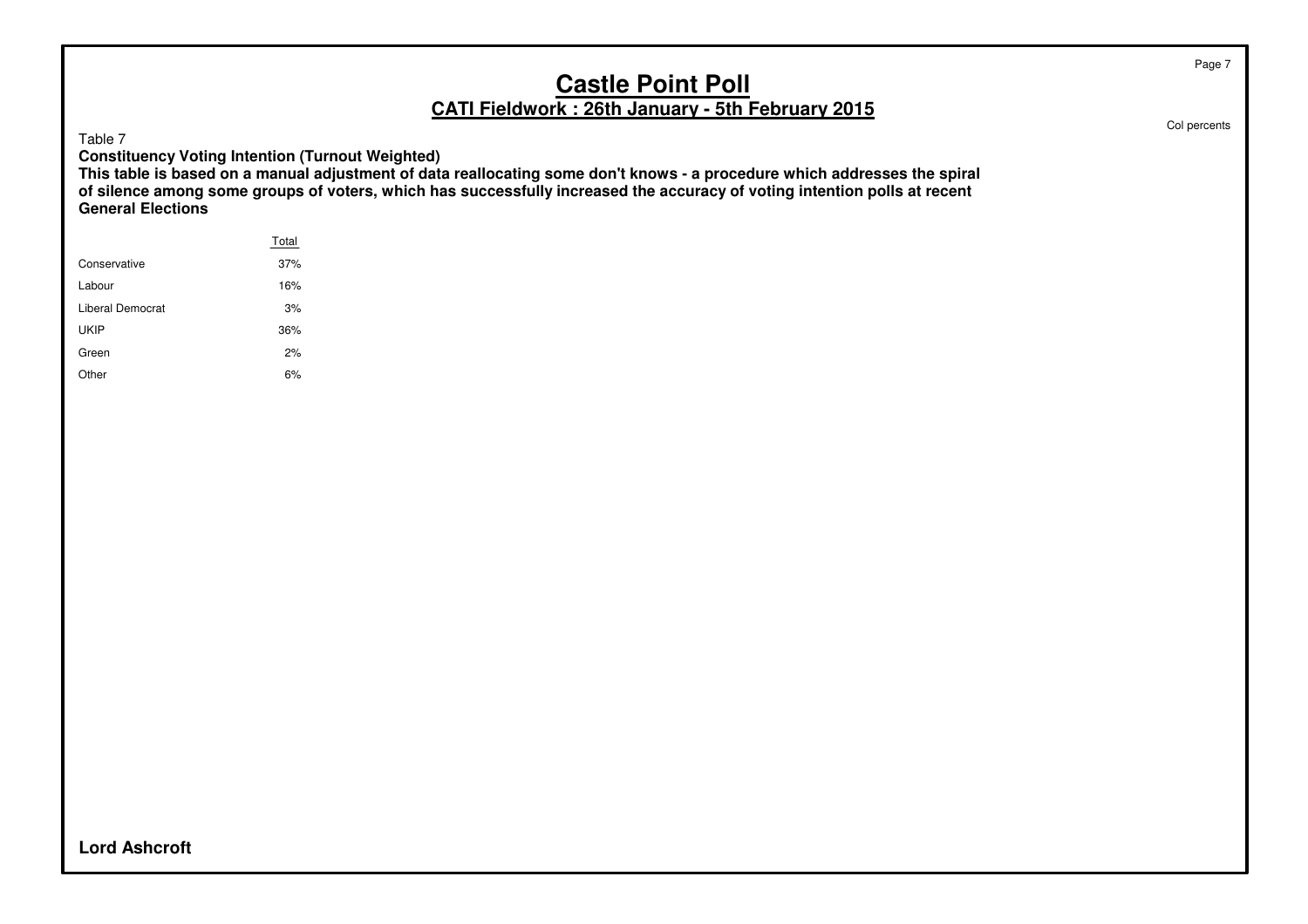# Castle Point Poll

## CATI Fieldwork : 26th January - 5th February 2015

Col percents

Table 7

**Constituency Voting Intention (Turnout Weighted)**

**This table is based on a manual adjustment of data reallocating some don't knows - a procedure which addresses the spiral of silence among some groups of voters, which has successfully increased the accuracy of voting intention polls at recent General Elections**

| | Total |
|---|---|
| Conservative | 37% |
| Labour | 16% |
| Liberal Democrat | 3% |
| UKIP | 36% |
| Green | 2% |
| Other | 6% |

**Lord Ashcroft**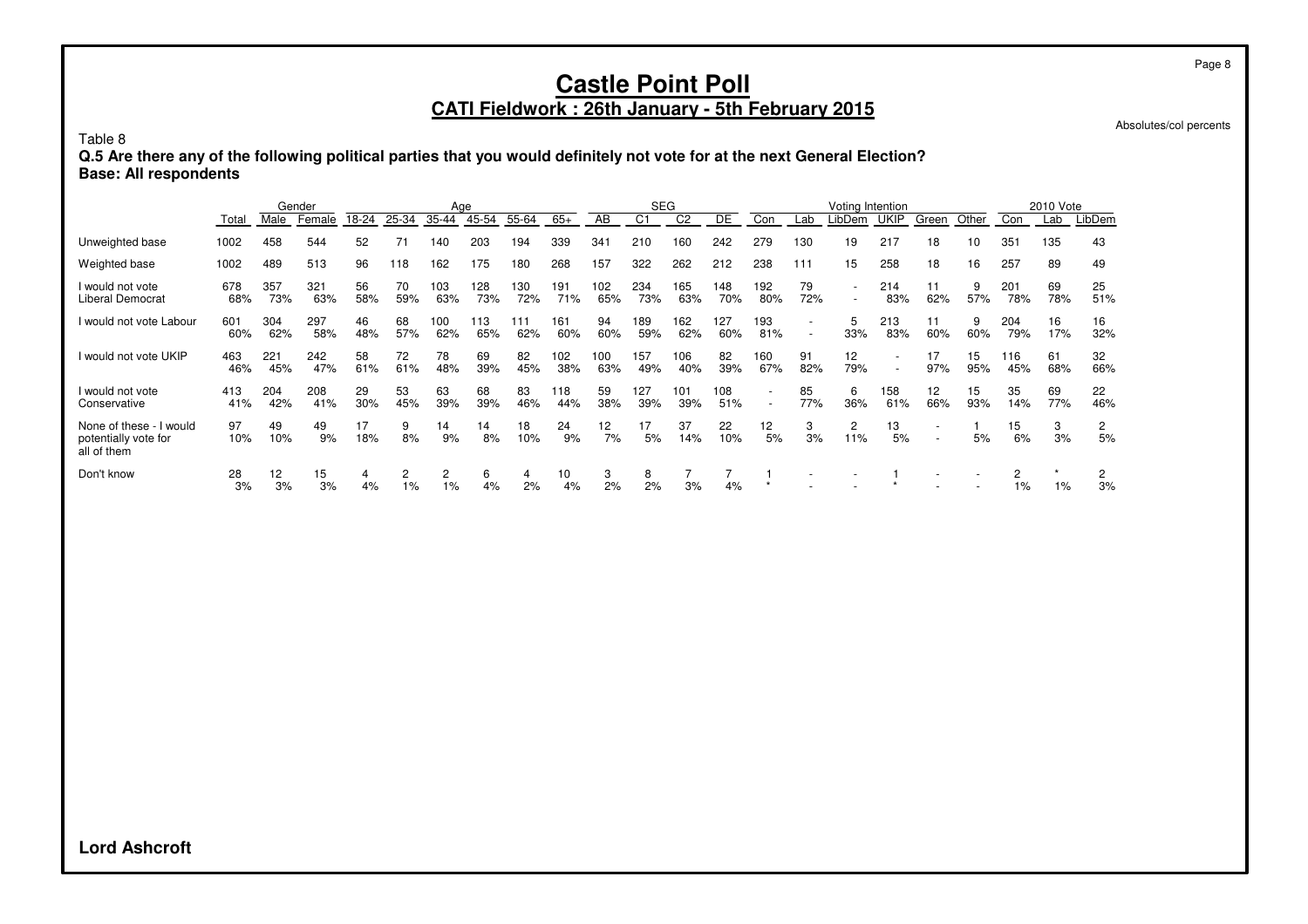# Castle Point Poll

## CATI Fieldwork : 26th January - 5th February 2015

Absolutes/col percents

Table 8

**Q.5 Are there any of the following political parties that you would definitely not vote for at the next General Election?**
**Base: All respondents**

| | | Gender | | Age | | | | | | SEG | | | | Voting Intention | | | | | | 2010 Vote | | |
|---|---|---|---|---|---|---|---|---|---|---|---|---|---|---|---|---|---|---|---|---|---|---|
| | Total | Male | Female | 18-24 | 25-34 | 35-44 | 45-54 | 55-64 | 65+ | AB | C1 | C2 | DE | Con | Lab | LibDem | UKIP | Green | Other | Con | Lab | LibDem |
| Unweighted base | 1002 | 458 | 544 | 52 | 71 | 140 | 203 | 194 | 339 | 341 | 210 | 160 | 242 | 279 | 130 | 19 | 217 | 18 | 10 | 351 | 135 | 43 |
| Weighted base | 1002 | 489 | 513 | 96 | 118 | 162 | 175 | 180 | 268 | 157 | 322 | 262 | 212 | 238 | 111 | 15 | 258 | 18 | 16 | 257 | 89 | 49 |
| I would not vote Liberal Democrat | 678 | 357 | 321 | 56 | 70 | 103 | 128 | 130 | 191 | 102 | 234 | 165 | 148 | 192 | 79 | - | 214 | 11 | 9 | 201 | 69 | 25 |
| | 68% | 73% | 63% | 58% | 59% | 63% | 73% | 72% | 71% | 65% | 73% | 63% | 70% | 80% | 72% | - | 83% | 62% | 57% | 78% | 78% | 51% |
| I would not vote Labour | 601 | 304 | 297 | 46 | 68 | 100 | 113 | 111 | 161 | 94 | 189 | 162 | 127 | 193 | - | 5 | 213 | 11 | 9 | 204 | 16 | 16 |
| | 60% | 62% | 58% | 48% | 57% | 62% | 65% | 62% | 60% | 60% | 59% | 62% | 60% | 81% | - | 33% | 83% | 60% | 60% | 79% | 17% | 32% |
| I would not vote UKIP | 463 | 221 | 242 | 58 | 72 | 78 | 69 | 82 | 102 | 100 | 157 | 106 | 82 | 160 | 91 | 12 | - | 17 | 15 | 116 | 61 | 32 |
| | 46% | 45% | 47% | 61% | 61% | 48% | 39% | 45% | 38% | 63% | 49% | 40% | 39% | 67% | 82% | 79% | - | 97% | 95% | 45% | 68% | 66% |
| I would not vote Conservative | 413 | 204 | 208 | 29 | 53 | 63 | 68 | 83 | 118 | 59 | 127 | 101 | 108 | - | 85 | 6 | 158 | 12 | 15 | 35 | 69 | 22 |
| | 41% | 42% | 41% | 30% | 45% | 39% | 39% | 46% | 44% | 38% | 39% | 39% | 51% | - | 77% | 36% | 61% | 66% | 93% | 14% | 77% | 46% |
| None of these - I would potentially vote for all of them | 97 | 49 | 49 | 17 | 9 | 14 | 14 | 18 | 24 | 12 | 17 | 37 | 22 | 12 | 3 | 2 | 13 | - | 1 | 15 | 3 | 2 |
| | 10% | 10% | 9% | 18% | 8% | 9% | 8% | 10% | 9% | 7% | 5% | 14% | 10% | 5% | 3% | 11% | 5% | - | 5% | 6% | 3% | 5% |
| Don't know | 28 | 12 | 15 | 4 | 2 | 2 | 6 | 4 | 10 | 3 | 8 | 7 | 7 | 1 | - | - | 1 | - | - | 2 | * | 2 |
| | 3% | 3% | 3% | 4% | 1% | 1% | 4% | 2% | 4% | 2% | 2% | 3% | 4% | * | - | - | * | - | - | 1% | 1% | 3% |

**Lord Ashcroft**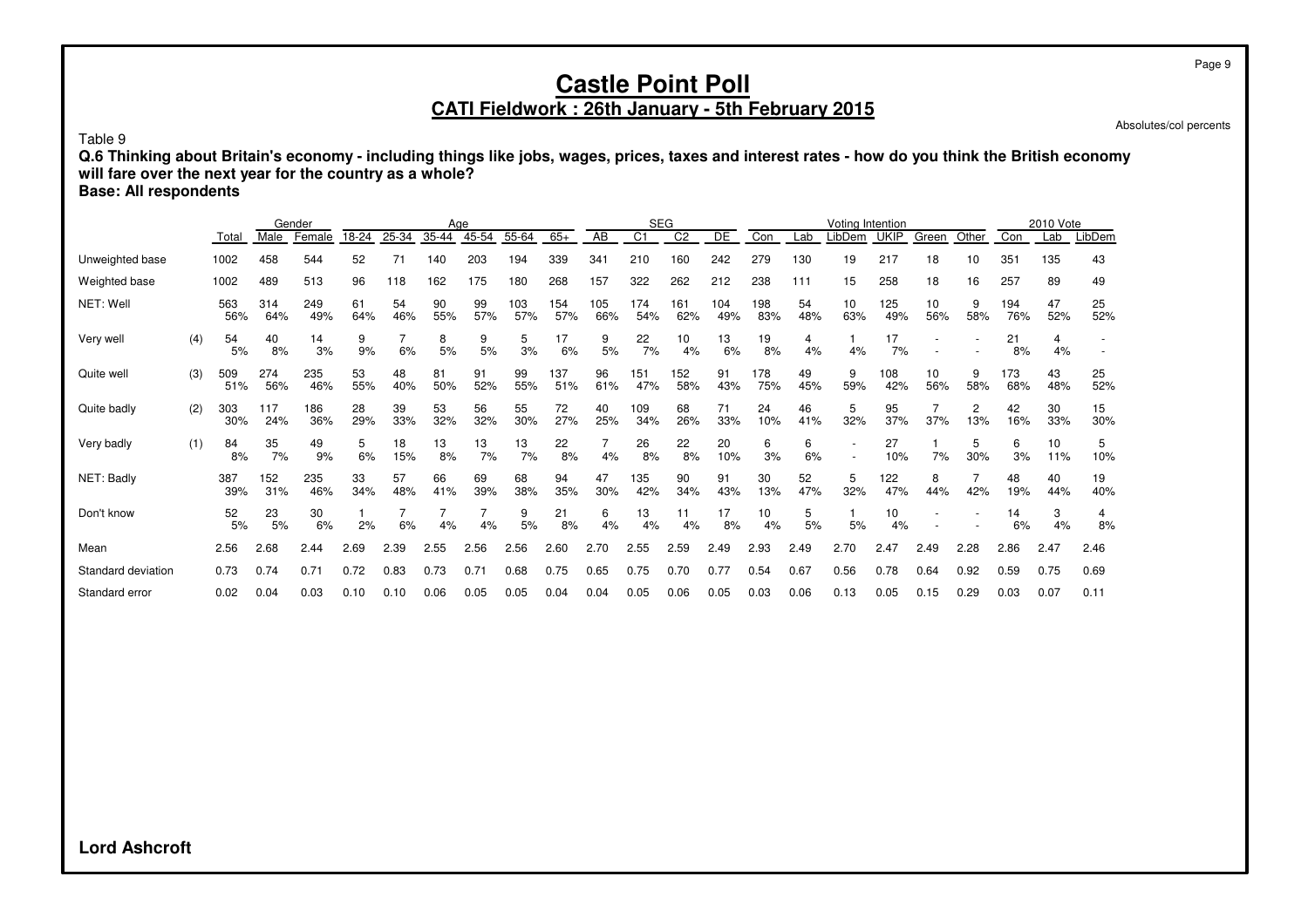# Castle Point Poll

## CATI Fieldwork : 26th January - 5th February 2015

Absolutes/col percents

Table 9

**Q.6 Thinking about Britain's economy - including things like jobs, wages, prices, taxes and interest rates - how do you think the British economy will fare over the next year for the country as a whole?**

**Base: All respondents**

| | | | Gender | | Age | | | | | | SEG | | | | Voting Intention | | | | | | 2010 Vote | | |
|---|---|---|---|---|---|---|---|---|---|---|---|---|---|---|---|---|---|---|---|---|---|---|---|
| | | Total | Male | Female | 18-24 | 25-34 | 35-44 | 45-54 | 55-64 | 65+ | AB | C1 | C2 | DE | Con | Lab | LibDem | UKIP | Green | Other | Con | Lab | LibDem |
| Unweighted base | | 1002 | 458 | 544 | 52 | 71 | 140 | 203 | 194 | 339 | 341 | 210 | 160 | 242 | 279 | 130 | 19 | 217 | 18 | 10 | 351 | 135 | 43 |
| Weighted base | | 1002 | 489 | 513 | 96 | 118 | 162 | 175 | 180 | 268 | 157 | 322 | 262 | 212 | 238 | 111 | 15 | 258 | 18 | 16 | 257 | 89 | 49 |
| NET: Well | | 563 | 314 | 249 | 61 | 54 | 90 | 99 | 103 | 154 | 105 | 174 | 161 | 104 | 198 | 54 | 10 | 125 | 10 | 9 | 194 | 47 | 25 |
| | | 56% | 64% | 49% | 64% | 46% | 55% | 57% | 57% | 57% | 66% | 54% | 62% | 49% | 83% | 48% | 63% | 49% | 56% | 58% | 76% | 52% | 52% |
| Very well | (4) | 54 | 40 | 14 | 9 | 7 | 8 | 9 | 5 | 17 | 9 | 22 | 10 | 13 | 19 | 4 | 1 | 17 | - | - | 21 | 4 | - |
| | | 5% | 8% | 3% | 9% | 6% | 5% | 5% | 3% | 6% | 5% | 7% | 4% | 6% | 8% | 4% | 4% | 7% | - | - | 8% | 4% | - |
| Quite well | (3) | 509 | 274 | 235 | 53 | 48 | 81 | 91 | 99 | 137 | 96 | 151 | 152 | 91 | 178 | 49 | 9 | 108 | 10 | 9 | 173 | 43 | 25 |
| | | 51% | 56% | 46% | 55% | 40% | 50% | 52% | 55% | 51% | 61% | 47% | 58% | 43% | 75% | 45% | 59% | 42% | 56% | 58% | 68% | 48% | 52% |
| Quite badly | (2) | 303 | 117 | 186 | 28 | 39 | 53 | 56 | 55 | 72 | 40 | 109 | 68 | 71 | 24 | 46 | 5 | 95 | 7 | 2 | 42 | 30 | 15 |
| | | 30% | 24% | 36% | 29% | 33% | 32% | 32% | 30% | 27% | 25% | 34% | 26% | 33% | 10% | 41% | 32% | 37% | 37% | 13% | 16% | 33% | 30% |
| Very badly | (1) | 84 | 35 | 49 | 5 | 18 | 13 | 13 | 13 | 22 | 7 | 26 | 22 | 20 | 6 | 6 | - | 27 | 1 | 5 | 6 | 10 | 5 |
| | | 8% | 7% | 9% | 6% | 15% | 8% | 7% | 7% | 8% | 4% | 8% | 8% | 10% | 3% | 6% | - | 10% | 7% | 30% | 3% | 11% | 10% |
| NET: Badly | | 387 | 152 | 235 | 33 | 57 | 66 | 69 | 68 | 94 | 47 | 135 | 90 | 91 | 30 | 52 | 5 | 122 | 8 | 7 | 48 | 40 | 19 |
| | | 39% | 31% | 46% | 34% | 48% | 41% | 39% | 38% | 35% | 30% | 42% | 34% | 43% | 13% | 47% | 32% | 47% | 44% | 42% | 19% | 44% | 40% |
| Don't know | | 52 | 23 | 30 | 1 | 7 | 7 | 7 | 9 | 21 | 6 | 13 | 11 | 17 | 10 | 5 | 1 | 10 | - | - | 14 | 3 | 4 |
| | | 5% | 5% | 6% | 2% | 6% | 4% | 4% | 5% | 8% | 4% | 4% | 4% | 8% | 4% | 5% | 5% | 4% | - | - | 6% | 4% | 8% |
| Mean | | 2.56 | 2.68 | 2.44 | 2.69 | 2.39 | 2.55 | 2.56 | 2.56 | 2.60 | 2.70 | 2.55 | 2.59 | 2.49 | 2.93 | 2.49 | 2.70 | 2.47 | 2.49 | 2.28 | 2.86 | 2.47 | 2.46 |
| Standard deviation | | 0.73 | 0.74 | 0.71 | 0.72 | 0.83 | 0.73 | 0.71 | 0.68 | 0.75 | 0.65 | 0.75 | 0.70 | 0.77 | 0.54 | 0.67 | 0.56 | 0.78 | 0.64 | 0.92 | 0.59 | 0.75 | 0.69 |
| Standard error | | 0.02 | 0.04 | 0.03 | 0.10 | 0.10 | 0.06 | 0.05 | 0.05 | 0.04 | 0.04 | 0.05 | 0.06 | 0.05 | 0.03 | 0.06 | 0.13 | 0.05 | 0.15 | 0.29 | 0.03 | 0.07 | 0.11 |

**Lord Ashcroft**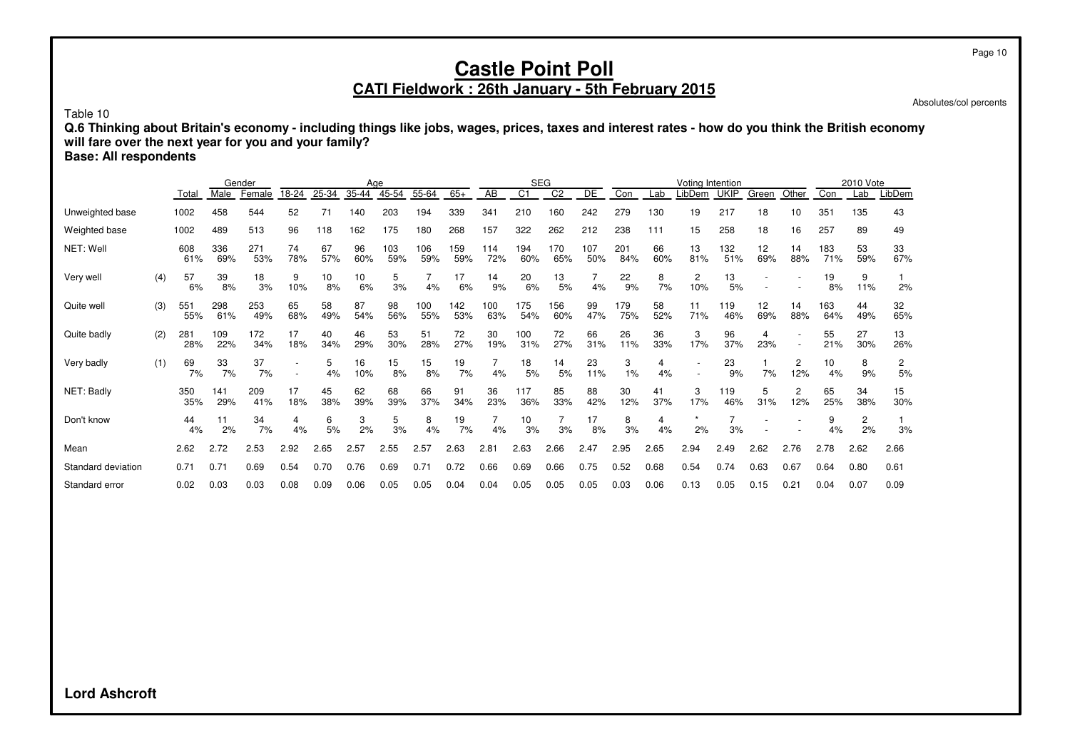# Castle Point Poll

## CATI Fieldwork : 26th January - 5th February 2015

Absolutes/col percents

Table 10

**Q.6 Thinking about Britain's economy - including things like jobs, wages, prices, taxes and interest rates - how do you think the British economy will fare over the next year for you and your family?**
**Base: All respondents**

| | | | Gender | | Age | | | | | | SEG | | | | Voting Intention | | | | | | 2010 Vote | | |
|---|---|---|---|---|---|---|---|---|---|---|---|---|---|---|---|---|---|---|---|---|---|---|---|
| | | Total | Male | Female | 18-24 | 25-34 | 35-44 | 45-54 | 55-64 | 65+ | AB | C1 | C2 | DE | Con | Lab | LibDem | UKIP | Green | Other | Con | Lab | LibDem |
| Unweighted base | | 1002 | 458 | 544 | 52 | 71 | 140 | 203 | 194 | 339 | 341 | 210 | 160 | 242 | 279 | 130 | 19 | 217 | 18 | 10 | 351 | 135 | 43 |
| Weighted base | | 1002 | 489 | 513 | 96 | 118 | 162 | 175 | 180 | 268 | 157 | 322 | 262 | 212 | 238 | 111 | 15 | 258 | 18 | 16 | 257 | 89 | 49 |
| NET: Well | | 608 | 336 | 271 | 74 | 67 | 96 | 103 | 106 | 159 | 114 | 194 | 170 | 107 | 201 | 66 | 13 | 132 | 12 | 14 | 183 | 53 | 33 |
| | | 61% | 69% | 53% | 78% | 57% | 60% | 59% | 59% | 59% | 72% | 60% | 65% | 50% | 84% | 60% | 81% | 51% | 69% | 88% | 71% | 59% | 67% |
| Very well | (4) | 57 | 39 | 18 | 9 | 10 | 10 | 5 | 7 | 17 | 14 | 20 | 13 | 7 | 22 | 8 | 2 | 13 | - | - | 19 | 9 | 1 |
| | | 6% | 8% | 3% | 10% | 8% | 6% | 3% | 4% | 6% | 9% | 6% | 5% | 4% | 9% | 7% | 10% | 5% | - | - | 8% | 11% | 2% |
| Quite well | (3) | 551 | 298 | 253 | 65 | 58 | 87 | 98 | 100 | 142 | 100 | 175 | 156 | 99 | 179 | 58 | 11 | 119 | 12 | 14 | 163 | 44 | 32 |
| | | 55% | 61% | 49% | 68% | 49% | 54% | 56% | 55% | 53% | 63% | 54% | 60% | 47% | 75% | 52% | 71% | 46% | 69% | 88% | 64% | 49% | 65% |
| Quite badly | (2) | 281 | 109 | 172 | 17 | 40 | 46 | 53 | 51 | 72 | 30 | 100 | 72 | 66 | 26 | 36 | 3 | 96 | 4 | - | 55 | 27 | 13 |
| | | 28% | 22% | 34% | 18% | 34% | 29% | 30% | 28% | 27% | 19% | 31% | 27% | 31% | 11% | 33% | 17% | 37% | 23% | - | 21% | 30% | 26% |
| Very badly | (1) | 69 | 33 | 37 | - | 5 | 16 | 15 | 15 | 19 | 7 | 18 | 14 | 23 | 3 | 4 | - | 23 | 1 | 2 | 10 | 8 | 2 |
| | | 7% | 7% | 7% | - | 4% | 10% | 8% | 8% | 7% | 4% | 5% | 5% | 11% | 1% | 4% | - | 9% | 7% | 12% | 4% | 9% | 5% |
| NET: Badly | | 350 | 141 | 209 | 17 | 45 | 62 | 68 | 66 | 91 | 36 | 117 | 85 | 88 | 30 | 41 | 3 | 119 | 5 | 2 | 65 | 34 | 15 |
| | | 35% | 29% | 41% | 18% | 38% | 39% | 39% | 37% | 34% | 23% | 36% | 33% | 42% | 12% | 37% | 17% | 46% | 31% | 12% | 25% | 38% | 30% |
| Don't know | | 44 | 11 | 34 | 4 | 6 | 3 | 5 | 8 | 19 | 7 | 10 | 7 | 17 | 8 | 4 | * | 7 | - | - | 9 | 2 | 1 |
| | | 4% | 2% | 7% | 4% | 5% | 2% | 3% | 4% | 7% | 4% | 3% | 3% | 8% | 3% | 4% | 2% | 3% | - | - | 4% | 2% | 3% |
| Mean | | 2.62 | 2.72 | 2.53 | 2.92 | 2.65 | 2.57 | 2.55 | 2.57 | 2.63 | 2.81 | 2.63 | 2.66 | 2.47 | 2.95 | 2.65 | 2.94 | 2.49 | 2.62 | 2.76 | 2.78 | 2.62 | 2.66 |
| Standard deviation | | 0.71 | 0.71 | 0.69 | 0.54 | 0.70 | 0.76 | 0.69 | 0.71 | 0.72 | 0.66 | 0.69 | 0.66 | 0.75 | 0.52 | 0.68 | 0.54 | 0.74 | 0.63 | 0.67 | 0.64 | 0.80 | 0.61 |
| Standard error | | 0.02 | 0.03 | 0.03 | 0.08 | 0.09 | 0.06 | 0.05 | 0.05 | 0.04 | 0.04 | 0.05 | 0.05 | 0.05 | 0.03 | 0.06 | 0.13 | 0.05 | 0.15 | 0.21 | 0.04 | 0.07 | 0.09 |

**Lord Ashcroft**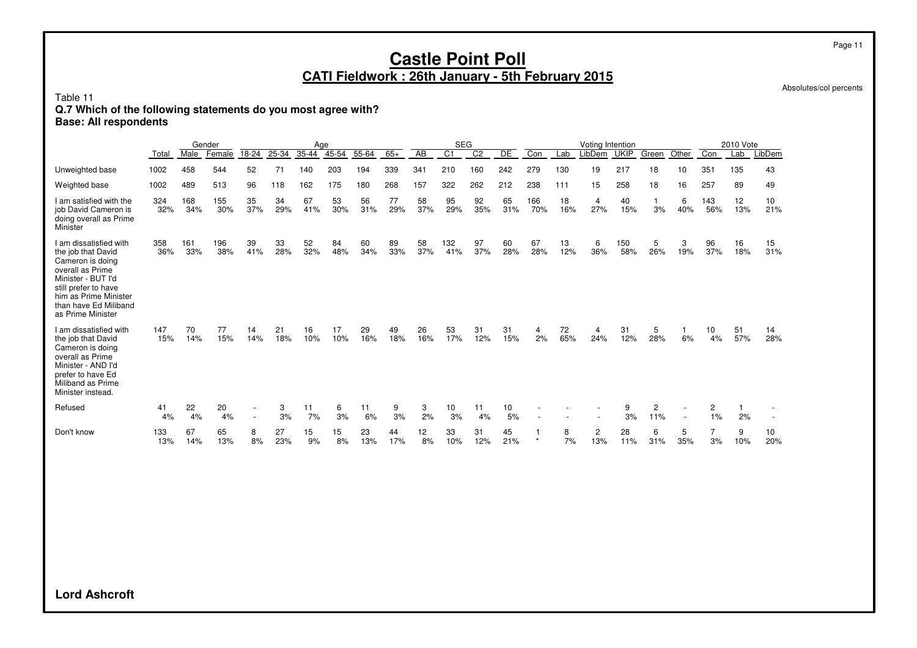# Castle Point Poll

## CATI Fieldwork : 26th January - 5th February 2015

Absolutes/col percents

Table 11
**Q.7 Which of the following statements do you most agree with?**
**Base: All respondents**

| | | Gender | | Age | | | | | | SEG | | | | Voting Intention | | | | | | 2010 Vote | | |
|---|---|---|---|---|---|---|---|---|---|---|---|---|---|---|---|---|---|---|---|---|---|---|
| | Total | Male | Female | 18-24 | 25-34 | 35-44 | 45-54 | 55-64 | 65+ | AB | C1 | C2 | DE | Con | Lab | LibDem | UKIP | Green | Other | Con | Lab | LibDem |
| Unweighted base | 1002 | 458 | 544 | 52 | 71 | 140 | 203 | 194 | 339 | 341 | 210 | 160 | 242 | 279 | 130 | 19 | 217 | 18 | 10 | 351 | 135 | 43 |
| Weighted base | 1002 | 489 | 513 | 96 | 118 | 162 | 175 | 180 | 268 | 157 | 322 | 262 | 212 | 238 | 111 | 15 | 258 | 18 | 16 | 257 | 89 | 49 |
| I am satisfied with the job David Cameron is doing overall as Prime Minister | 324 | 168 | 155 | 35 | 34 | 67 | 53 | 56 | 77 | 58 | 95 | 92 | 65 | 166 | 18 | 4 | 40 | 1 | 6 | 143 | 12 | 10 |
| | 32% | 34% | 30% | 37% | 29% | 41% | 30% | 31% | 29% | 37% | 29% | 35% | 31% | 70% | 16% | 27% | 15% | 3% | 40% | 56% | 13% | 21% |
| I am dissatisfied with the job that David Cameron is doing overall as Prime Minister - BUT I'd still prefer to have him as Prime Minister than have Ed Miliband as Prime Minister | 358 | 161 | 196 | 39 | 33 | 52 | 84 | 60 | 89 | 58 | 132 | 97 | 60 | 67 | 13 | 6 | 150 | 5 | 3 | 96 | 16 | 15 |
| | 36% | 33% | 38% | 41% | 28% | 32% | 48% | 34% | 33% | 37% | 41% | 37% | 28% | 28% | 12% | 36% | 58% | 26% | 19% | 37% | 18% | 31% |
| I am dissatisfied with the job that David Cameron is doing overall as Prime Minister - AND I'd prefer to have Ed Miliband as Prime Minister instead. | 147 | 70 | 77 | 14 | 21 | 16 | 17 | 29 | 49 | 26 | 53 | 31 | 31 | 4 | 72 | 4 | 31 | 5 | 1 | 10 | 51 | 14 |
| | 15% | 14% | 15% | 14% | 18% | 10% | 10% | 16% | 18% | 16% | 17% | 12% | 15% | 2% | 65% | 24% | 12% | 28% | 6% | 4% | 57% | 28% |
| Refused | 41 | 22 | 20 | - | 3 | 11 | 6 | 11 | 9 | 3 | 10 | 11 | 10 | - | - | - | 9 | 2 | - | 2 | 1 | - |
| | 4% | 4% | 4% | - | 3% | 7% | 3% | 6% | 3% | 2% | 3% | 4% | 5% | - | - | - | 3% | 11% | - | 1% | 2% | - |
| Don't know | 133 | 67 | 65 | 8 | 27 | 15 | 15 | 23 | 44 | 12 | 33 | 31 | 45 | 1 | 8 | 2 | 28 | 6 | 5 | 7 | 9 | 10 |
| | 13% | 14% | 13% | 8% | 23% | 9% | 8% | 13% | 17% | 8% | 10% | 12% | 21% | * | 7% | 13% | 11% | 31% | 35% | 3% | 10% | 20% |

**Lord Ashcroft**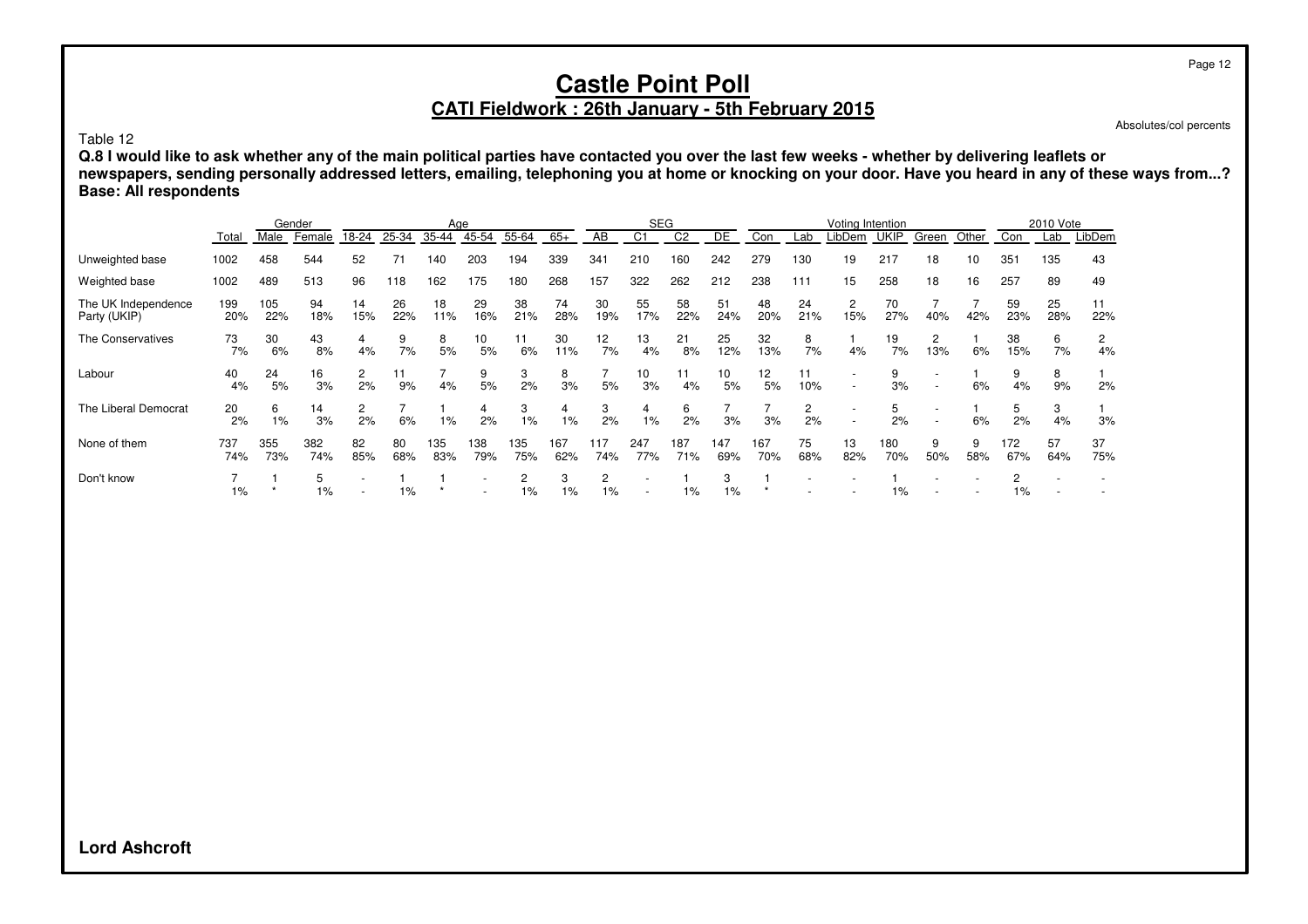# Castle Point Poll

## CATI Fieldwork : 26th January - 5th February 2015

Absolutes/col percents

Table 12

**Q.8 I would like to ask whether any of the main political parties have contacted you over the last few weeks - whether by delivering leaflets or newspapers, sending personally addressed letters, emailing, telephoning you at home or knocking on your door. Have you heard in any of these ways from...?**
**Base: All respondents**

| | | Gender | | Age | | | | | | SEG | | | | Voting Intention | | | | | | 2010 Vote | | |
|---|---|---|---|---|---|---|---|---|---|---|---|---|---|---|---|---|---|---|---|---|---|---|
| | Total | Male | Female | 18-24 | 25-34 | 35-44 | 45-54 | 55-64 | 65+ | AB | C1 | C2 | DE | Con | Lab | LibDem | UKIP | Green | Other | Con | Lab | LibDem |
| Unweighted base | 1002 | 458 | 544 | 52 | 71 | 140 | 203 | 194 | 339 | 341 | 210 | 160 | 242 | 279 | 130 | 19 | 217 | 18 | 10 | 351 | 135 | 43 |
| Weighted base | 1002 | 489 | 513 | 96 | 118 | 162 | 175 | 180 | 268 | 157 | 322 | 262 | 212 | 238 | 111 | 15 | 258 | 18 | 16 | 257 | 89 | 49 |
| The UK Independence Party (UKIP) | 199 | 105 | 94 | 14 | 26 | 18 | 29 | 38 | 74 | 30 | 55 | 58 | 51 | 48 | 24 | 2 | 70 | 7 | 7 | 59 | 25 | 11 |
| | 20% | 22% | 18% | 15% | 22% | 11% | 16% | 21% | 28% | 19% | 17% | 22% | 24% | 20% | 21% | 15% | 27% | 40% | 42% | 23% | 28% | 22% |
| The Conservatives | 73 | 30 | 43 | 4 | 9 | 8 | 10 | 11 | 30 | 12 | 13 | 21 | 25 | 32 | 8 | 1 | 19 | 2 | 1 | 38 | 6 | 2 |
| | 7% | 6% | 8% | 4% | 7% | 5% | 5% | 6% | 11% | 7% | 4% | 8% | 12% | 13% | 7% | 4% | 7% | 13% | 6% | 15% | 7% | 4% |
| Labour | 40 | 24 | 16 | 2 | 11 | 7 | 9 | 3 | 8 | 7 | 10 | 11 | 10 | 12 | 11 | - | 9 | - | 1 | 9 | 8 | 1 |
| | 4% | 5% | 3% | 2% | 9% | 4% | 5% | 2% | 3% | 5% | 3% | 4% | 5% | 5% | 10% | - | 3% | - | 6% | 4% | 9% | 2% |
| The Liberal Democrat | 20 | 6 | 14 | 2 | 7 | 1 | 4 | 3 | 4 | 3 | 4 | 6 | 7 | 7 | 2 | - | 5 | - | 1 | 5 | 3 | 1 |
| | 2% | 1% | 3% | 2% | 6% | 1% | 2% | 1% | 1% | 2% | 1% | 2% | 3% | 3% | 2% | - | 2% | - | 6% | 2% | 4% | 3% |
| None of them | 737 | 355 | 382 | 82 | 80 | 135 | 138 | 135 | 167 | 117 | 247 | 187 | 147 | 167 | 75 | 13 | 180 | 9 | 9 | 172 | 57 | 37 |
| | 74% | 73% | 74% | 85% | 68% | 83% | 79% | 75% | 62% | 74% | 77% | 71% | 69% | 70% | 68% | 82% | 70% | 50% | 58% | 67% | 64% | 75% |
| Don't know | 7 | 1 | 5 | - | 1 | 1 | - | 2 | 3 | 2 | - | 1 | 3 | 1 | - | - | 1 | - | - | 2 | - | - |
| | 1% | * | 1% | - | 1% | * | - | 1% | 1% | 1% | - | 1% | 1% | * | - | - | 1% | - | - | 1% | - | - |

**Lord Ashcroft**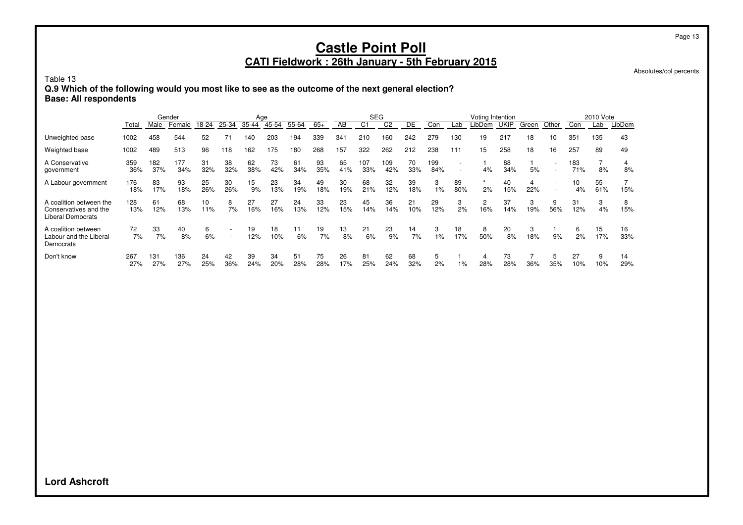# Castle Point Poll

## CATI Fieldwork : 26th January - 5th February 2015

Absolutes/col percents

Table 13

**Q.9 Which of the following would you most like to see as the outcome of the next general election?**
**Base: All respondents**

| | | Gender | | Age | | | | | | SEG | | | | Voting Intention | | | | | | 2010 Vote | | |
|---|---|---|---|---|---|---|---|---|---|---|---|---|---|---|---|---|---|---|---|---|---|---|
| | Total | Male | Female | 18-24 | 25-34 | 35-44 | 45-54 | 55-64 | 65+ | AB | C1 | C2 | DE | Con | Lab | LibDem | UKIP | Green | Other | Con | Lab | LibDem |
| Unweighted base | 1002 | 458 | 544 | 52 | 71 | 140 | 203 | 194 | 339 | 341 | 210 | 160 | 242 | 279 | 130 | 19 | 217 | 18 | 10 | 351 | 135 | 43 |
| Weighted base | 1002 | 489 | 513 | 96 | 118 | 162 | 175 | 180 | 268 | 157 | 322 | 262 | 212 | 238 | 111 | 15 | 258 | 18 | 16 | 257 | 89 | 49 |
| A Conservative government | 359 | 182 | 177 | 31 | 38 | 62 | 73 | 61 | 93 | 65 | 107 | 109 | 70 | 199 | - | 1 | 88 | 1 | - | 183 | 7 | 4 |
| | 36% | 37% | 34% | 32% | 32% | 38% | 42% | 34% | 35% | 41% | 33% | 42% | 33% | 84% | - | 4% | 34% | 5% | - | 71% | 8% | 8% |
| A Labour government | 176 | 83 | 93 | 25 | 30 | 15 | 23 | 34 | 49 | 30 | 68 | 32 | 39 | 3 | 89 | * | 40 | 4 | - | 10 | 55 | 7 |
| | 18% | 17% | 18% | 26% | 26% | 9% | 13% | 19% | 18% | 19% | 21% | 12% | 18% | 1% | 80% | 2% | 15% | 22% | - | 4% | 61% | 15% |
| A coalition between the Conservatives and the Liberal Democrats | 128 | 61 | 68 | 10 | 8 | 27 | 27 | 24 | 33 | 23 | 45 | 36 | 21 | 29 | 3 | 2 | 37 | 3 | 9 | 31 | 3 | 8 |
| | 13% | 12% | 13% | 11% | 7% | 16% | 16% | 13% | 12% | 15% | 14% | 14% | 10% | 12% | 2% | 16% | 14% | 19% | 56% | 12% | 4% | 15% |
| A coalition between Labour and the Liberal Democrats | 72 | 33 | 40 | 6 | - | 19 | 18 | 11 | 19 | 13 | 21 | 23 | 14 | 3 | 18 | 8 | 20 | 3 | 1 | 6 | 15 | 16 |
| | 7% | 7% | 8% | 6% | - | 12% | 10% | 6% | 7% | 8% | 6% | 9% | 7% | 1% | 17% | 50% | 8% | 18% | 9% | 2% | 17% | 33% |
| Don't know | 267 | 131 | 136 | 24 | 42 | 39 | 34 | 51 | 75 | 26 | 81 | 62 | 68 | 5 | 1 | 4 | 73 | 7 | 5 | 27 | 9 | 14 |
| | 27% | 27% | 27% | 25% | 36% | 24% | 20% | 28% | 28% | 17% | 25% | 24% | 32% | 2% | 1% | 28% | 28% | 36% | 35% | 10% | 10% | 29% |

**Lord Ashcroft**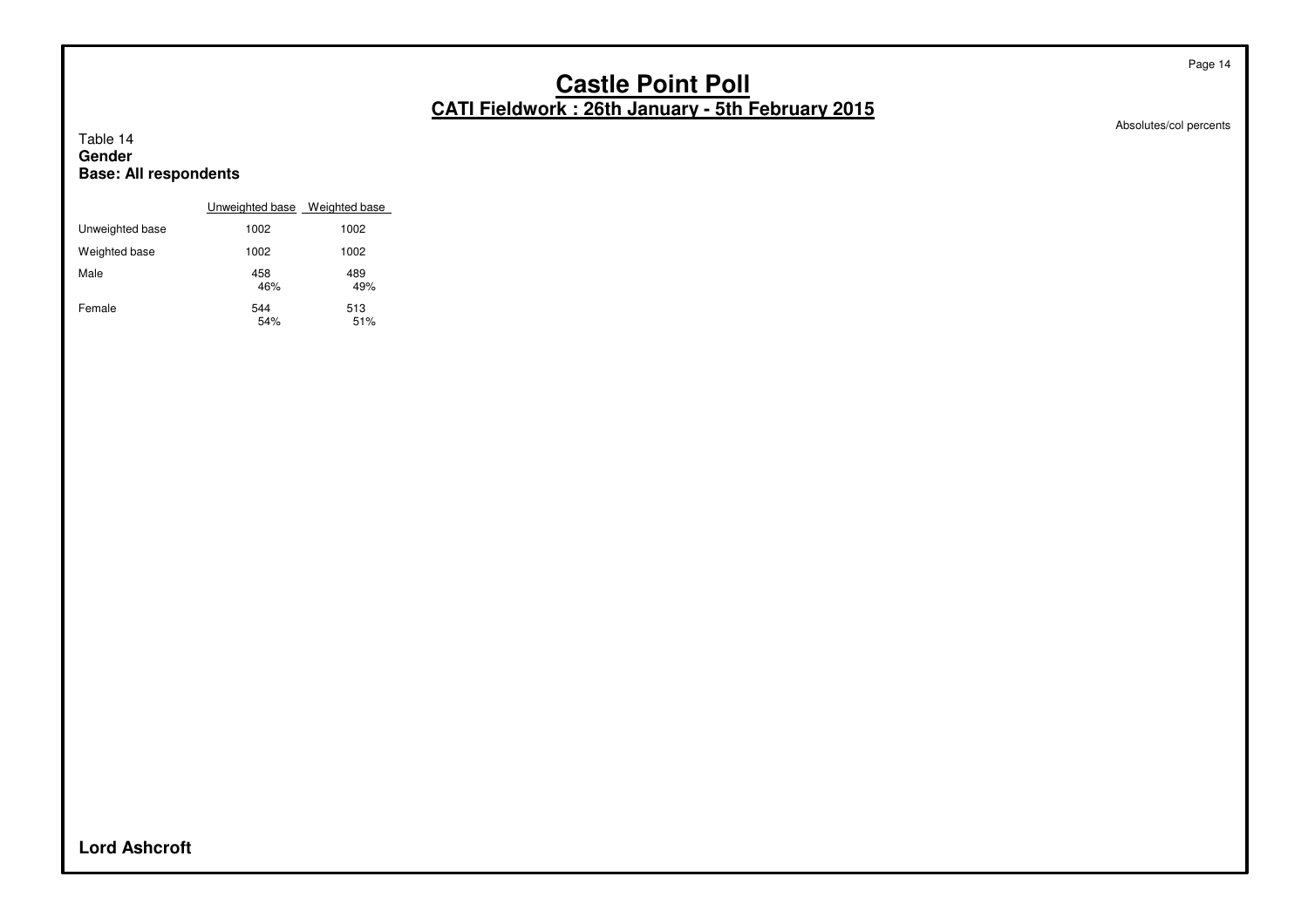# Castle Point Poll

## CATI Fieldwork : 26th January - 5th February 2015

Absolutes/col percents

Table 14
**Gender**
**Base: All respondents**

| | Unweighted base | Weighted base |
|---|---|---|
| Unweighted base | 1002 | 1002 |
| Weighted base | 1002 | 1002 |
| Male | 458<br>46% | 489<br>49% |
| Female | 544<br>54% | 513<br>51% |

**Lord Ashcroft**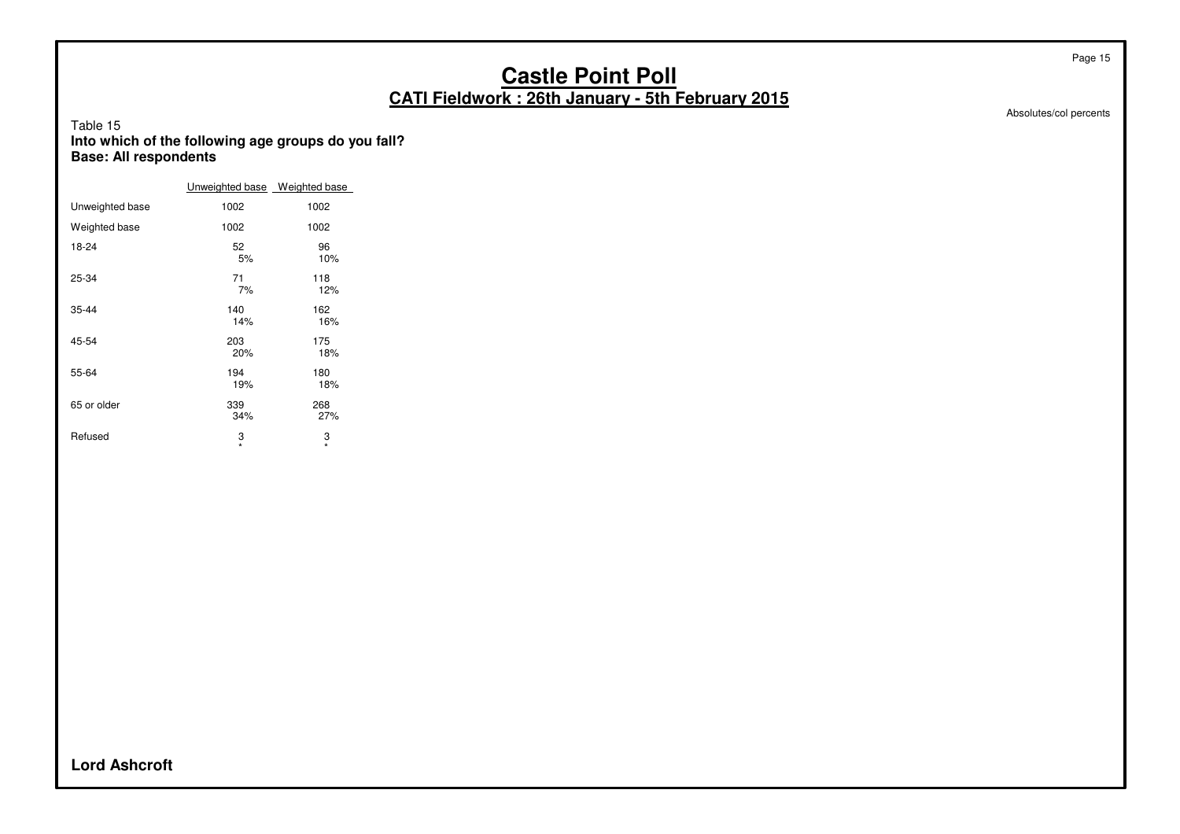# Castle Point Poll

## CATI Fieldwork : 26th January - 5th February 2015

Absolutes/col percents

Table 15

**Into which of the following age groups do you fall?**
**Base: All respondents**

| | Unweighted base | Weighted base |
|---|---|---|
| Unweighted base | 1002 | 1002 |
| Weighted base | 1002 | 1002 |
| 18-24 | 52<br>5% | 96<br>10% |
| 25-34 | 71<br>7% | 118<br>12% |
| 35-44 | 140<br>14% | 162<br>16% |
| 45-54 | 203<br>20% | 175<br>18% |
| 55-64 | 194<br>19% | 180<br>18% |
| 65 or older | 339<br>34% | 268<br>27% |
| Refused | 3<br>* | 3<br>* |

**Lord Ashcroft**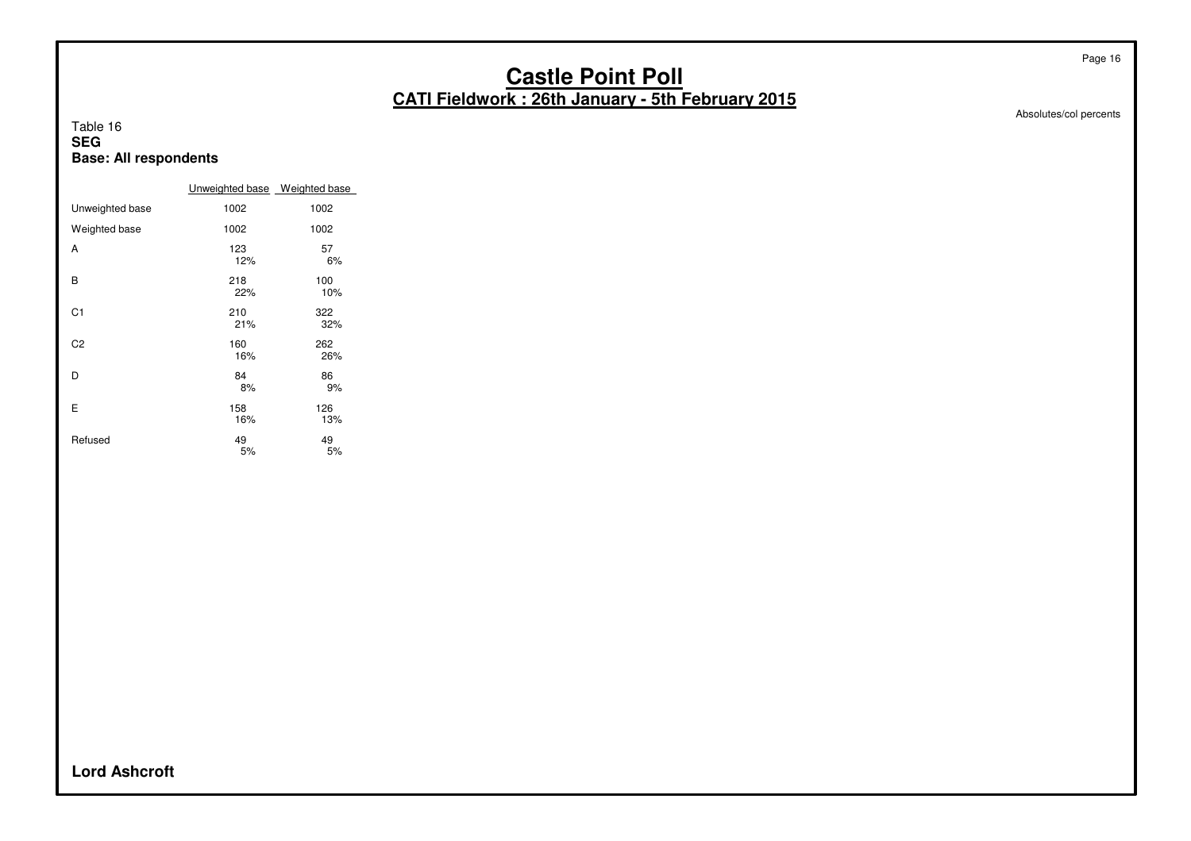# Castle Point Poll

## CATI Fieldwork : 26th January - 5th February 2015

Absolutes/col percents

Table 16
**SEG**
**Base: All respondents**

| | Unweighted base | Weighted base |
|---|---|---|
| Unweighted base | 1002 | 1002 |
| Weighted base | 1002 | 1002 |
| A | 123<br>12% | 57<br>6% |
| B | 218<br>22% | 100<br>10% |
| C1 | 210<br>21% | 322<br>32% |
| C2 | 160<br>16% | 262<br>26% |
| D | 84<br>8% | 86<br>9% |
| E | 158<br>16% | 126<br>13% |
| Refused | 49<br>5% | 49<br>5% |

**Lord Ashcroft**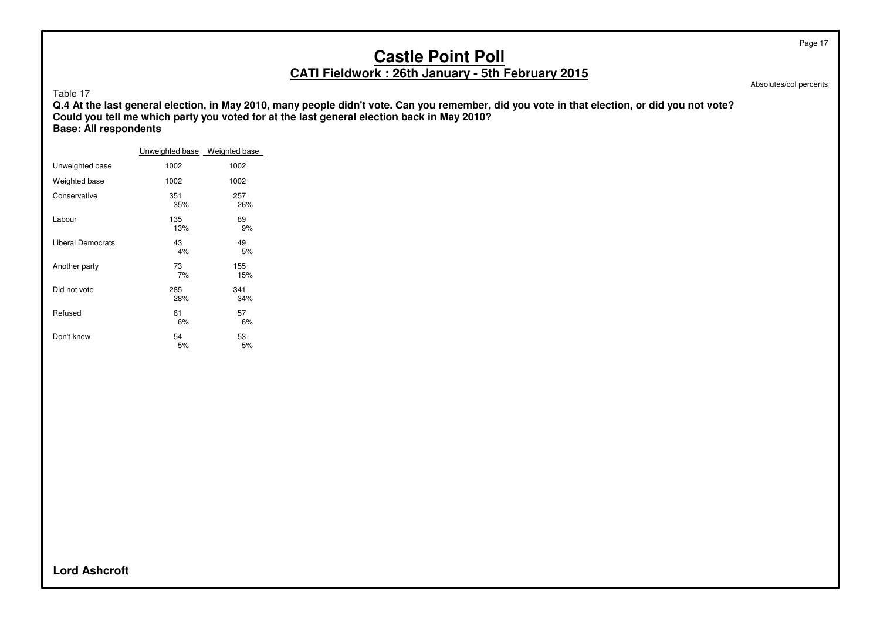# Castle Point Poll

## CATI Fieldwork : 26th January - 5th February 2015

Absolutes/col percents

Table 17

**Q.4 At the last general election, in May 2010, many people didn't vote. Can you remember, did you vote in that election, or did you not vote? Could you tell me which party you voted for at the last general election back in May 2010?**
**Base: All respondents**

| | Unweighted base | Weighted base |
|---|---|---|
| Unweighted base | 1002 | 1002 |
| Weighted base | 1002 | 1002 |
| Conservative | 351<br>35% | 257<br>26% |
| Labour | 135<br>13% | 89<br>9% |
| Liberal Democrats | 43<br>4% | 49<br>5% |
| Another party | 73<br>7% | 155<br>15% |
| Did not vote | 285<br>28% | 341<br>34% |
| Refused | 61<br>6% | 57<br>6% |
| Don't know | 54<br>5% | 53<br>5% |

**Lord Ashcroft**